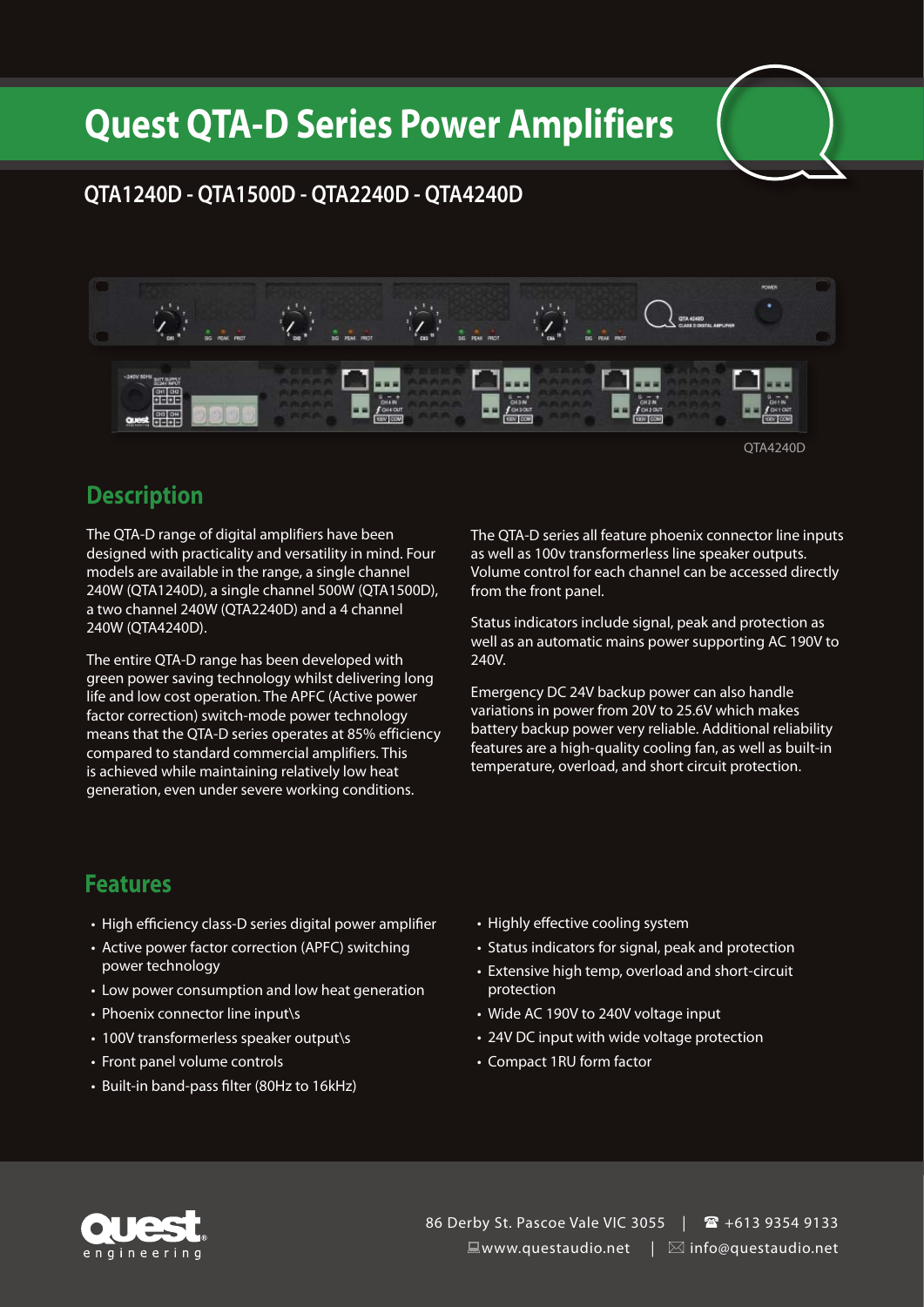# Quest QTA-D Series Power Amplifiers

## QTA1240D - QTA1500D - QTA2240D - QTA4240D

QTA4240D

## Description

The QTA-D range of digital amplifiers have been designed with practicality and versatility in mind. Four models are available in the range, a single channel 240W (QTA1240D), a single channel 500W (QTA1500D), a two channel 240W (QTA2240D) and a 4 channel 240W (QTA4240D).

The entire QTA-D range has been developed with green power saving technology whilst delivering long life and low cost operation. The APFC (Active power factor correction) switch-mode power technology means that the QTA-D series operates at 85% efficiency compared to standard commercial amplifiers. This is achieved while maintaining relatively low heat generation, even under severe working conditions.

The QTA-D series all feature phoenix connector line inputs as well as 100v transformerless line speaker outputs. Volume control for each channel can be accessed directly from the front panel.

Status indicators include signal, peak and protection as well as an automatic mains power supporting AC 190V to 240V.

Emergency DC 24V backup power can also handle variations in power from 20V to 25.6V which makes battery backup power very reliable. Additional reliability features are a high-quality cooling fan, as well as built-in temperature, overload, and short circuit protection.

## Features

- High efficiency class-D series digital power amplifier
- Active power factor correction (APFC) switching power technology
- Low power consumption and low heat generation
- Phoenix connector line input\s
- 100V transformerless speaker output\s
- Front panel volume controls
- Built-in band-pass filter (80Hz to 16kHz)
- Highly effective cooling system
- Status indicators for signal, peak and protection
- Extensive high temp, overload and short-circuit protection
- Wide AC 190V to 240V voltage input
- 24V DC input with wide voltage protection
- Compact 1RU form factor

Quest engineering

86 Derby St. Pascoe Vale VIC 3055 | ☎ +613 9354 9133

www.questaudio.net | info@questaudio.net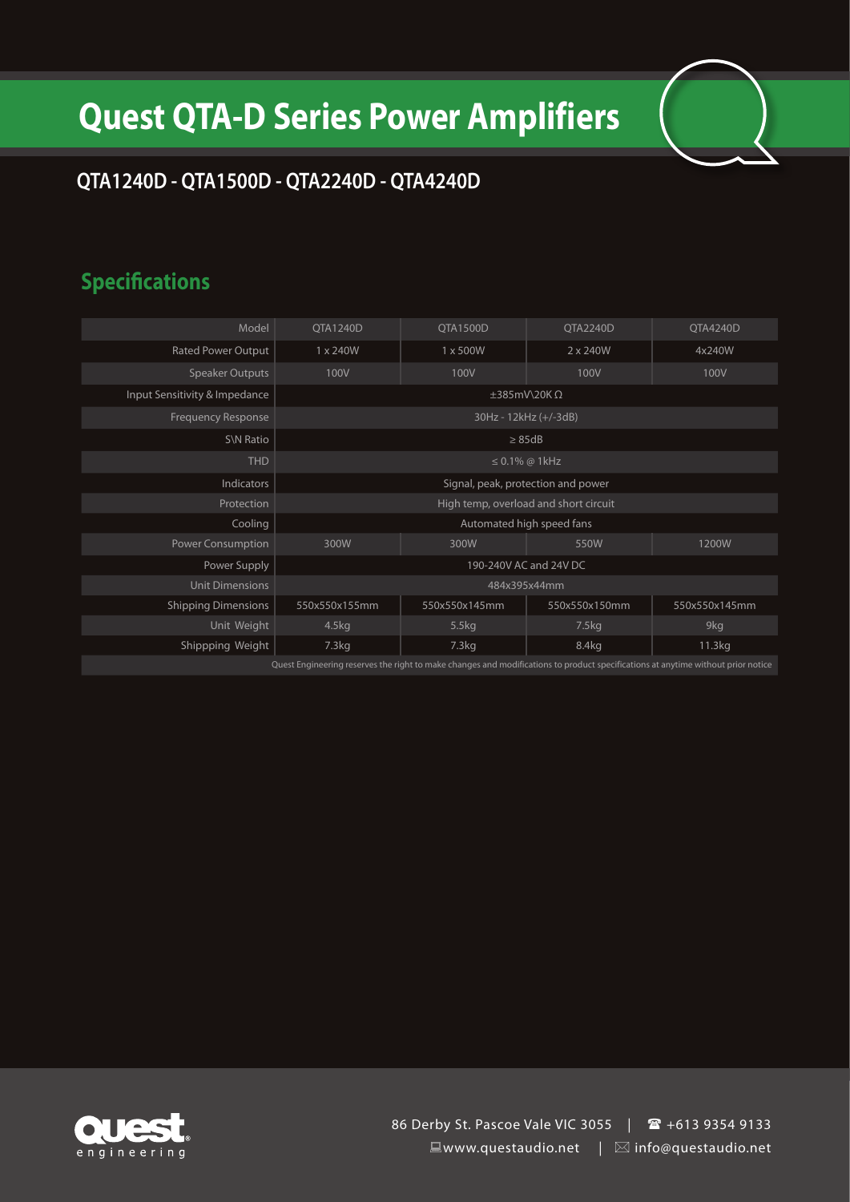# Quest QTA-D Series Power Amplifiers

## QTA1240D - QTA1500D - QTA2240D - QTA4240D

## Specifications

| Model | QTA1240D | QTA1500D | QTA2240D | QTA4240D |
| --- | --- | --- | --- | --- |
| Rated Power Output | 1 x 240W | 1 x 500W | 2 x 240W | 4x240W |
| Speaker Outputs | 100V | 100V | 100V | 100V |
| Input Sensitivity & Impedance | ±385mV\20K Ω | | | |
| Frequency Response | 30Hz - 12kHz (+/-3dB) | | | |
| S\N Ratio | ≥ 85dB | | | |
| THD | ≤ 0.1% @ 1kHz | | | |
| Indicators | Signal, peak, protection and power | | | |
| Protection | High temp, overload and short circuit | | | |
| Cooling | Automated high speed fans | | | |
| Power Consumption | 300W | 300W | 550W | 1200W |
| Power Supply | 190-240V AC and 24V DC | | | |
| Unit Dimensions | 484x395x44mm | | | |
| Shipping Dimensions | 550x550x155mm | 550x550x145mm | 550x550x150mm | 550x550x145mm |
| Unit Weight | 4.5kg | 5.5kg | 7.5kg | 9kg |
| Shippping Weight | 7.3kg | 7.3kg | 8.4kg | 11.3kg |

Quest Engineering reserves the right to make changes and modifications to product specifications at anytime without prior notice

Quest engineering

86 Derby St. Pascoe Vale VIC 3055 | ☎ +613 9354 9133

www.questaudio.net | info@questaudio.net